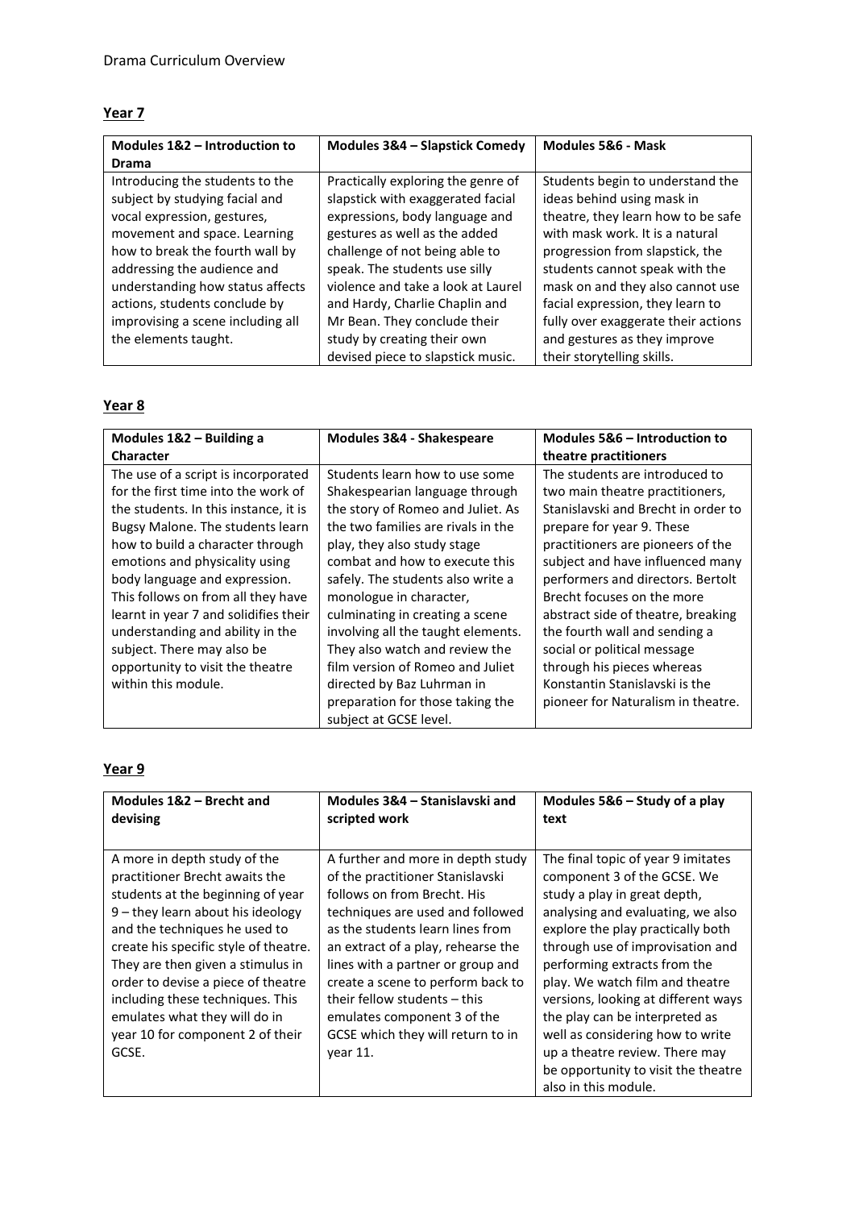Drama Curriculum Overview

## Year 7

| Modules 1&2 – Introduction to Drama | Modules 3&4 – Slapstick Comedy | Modules 5&6 - Mask |
|---|---|---|
| Introducing the students to the subject by studying facial and vocal expression, gestures, movement and space. Learning how to break the fourth wall by addressing the audience and understanding how status affects actions, students conclude by improvising a scene including all the elements taught. | Practically exploring the genre of slapstick with exaggerated facial expressions, body language and gestures as well as the added challenge of not being able to speak. The students use silly violence and take a look at Laurel and Hardy, Charlie Chaplin and Mr Bean. They conclude their study by creating their own devised piece to slapstick music. | Students begin to understand the ideas behind using mask in theatre, they learn how to be safe with mask work. It is a natural progression from slapstick, the students cannot speak with the mask on and they also cannot use facial expression, they learn to fully over exaggerate their actions and gestures as they improve their storytelling skills. |

## Year 8

| Modules 1&2 – Building a Character | Modules 3&4 - Shakespeare | Modules 5&6 – Introduction to theatre practitioners |
|---|---|---|
| The use of a script is incorporated for the first time into the work of the students. In this instance, it is Bugsy Malone. The students learn how to build a character through emotions and physicality using body language and expression. This follows on from all they have learnt in year 7 and solidifies their understanding and ability in the subject. There may also be opportunity to visit the theatre within this module. | Students learn how to use some Shakespearian language through the story of Romeo and Juliet. As the two families are rivals in the play, they also study stage combat and how to execute this safely. The students also write a monologue in character, culminating in creating a scene involving all the taught elements. They also watch and review the film version of Romeo and Juliet directed by Baz Luhrman in preparation for those taking the subject at GCSE level. | The students are introduced to two main theatre practitioners, Stanislavski and Brecht in order to prepare for year 9. These practitioners are pioneers of the subject and have influenced many performers and directors. Bertolt Brecht focuses on the more abstract side of theatre, breaking the fourth wall and sending a social or political message through his pieces whereas Konstantin Stanislavski is the pioneer for Naturalism in theatre. |

## Year 9

| Modules 1&2 – Brecht and devising | Modules 3&4 – Stanislavski and scripted work | Modules 5&6 – Study of a play text |
|---|---|---|
| A more in depth study of the practitioner Brecht awaits the students at the beginning of year 9 – they learn about his ideology and the techniques he used to create his specific style of theatre. They are then given a stimulus in order to devise a piece of theatre including these techniques. This emulates what they will do in year 10 for component 2 of their GCSE. | A further and more in depth study of the practitioner Stanislavski follows on from Brecht. His techniques are used and followed as the students learn lines from an extract of a play, rehearse the lines with a partner or group and create a scene to perform back to their fellow students – this emulates component 3 of the GCSE which they will return to in year 11. | The final topic of year 9 imitates component 3 of the GCSE. We study a play in great depth, analysing and evaluating, we also explore the play practically both through use of improvisation and performing extracts from the play. We watch film and theatre versions, looking at different ways the play can be interpreted as well as considering how to write up a theatre review. There may be opportunity to visit the theatre also in this module. |